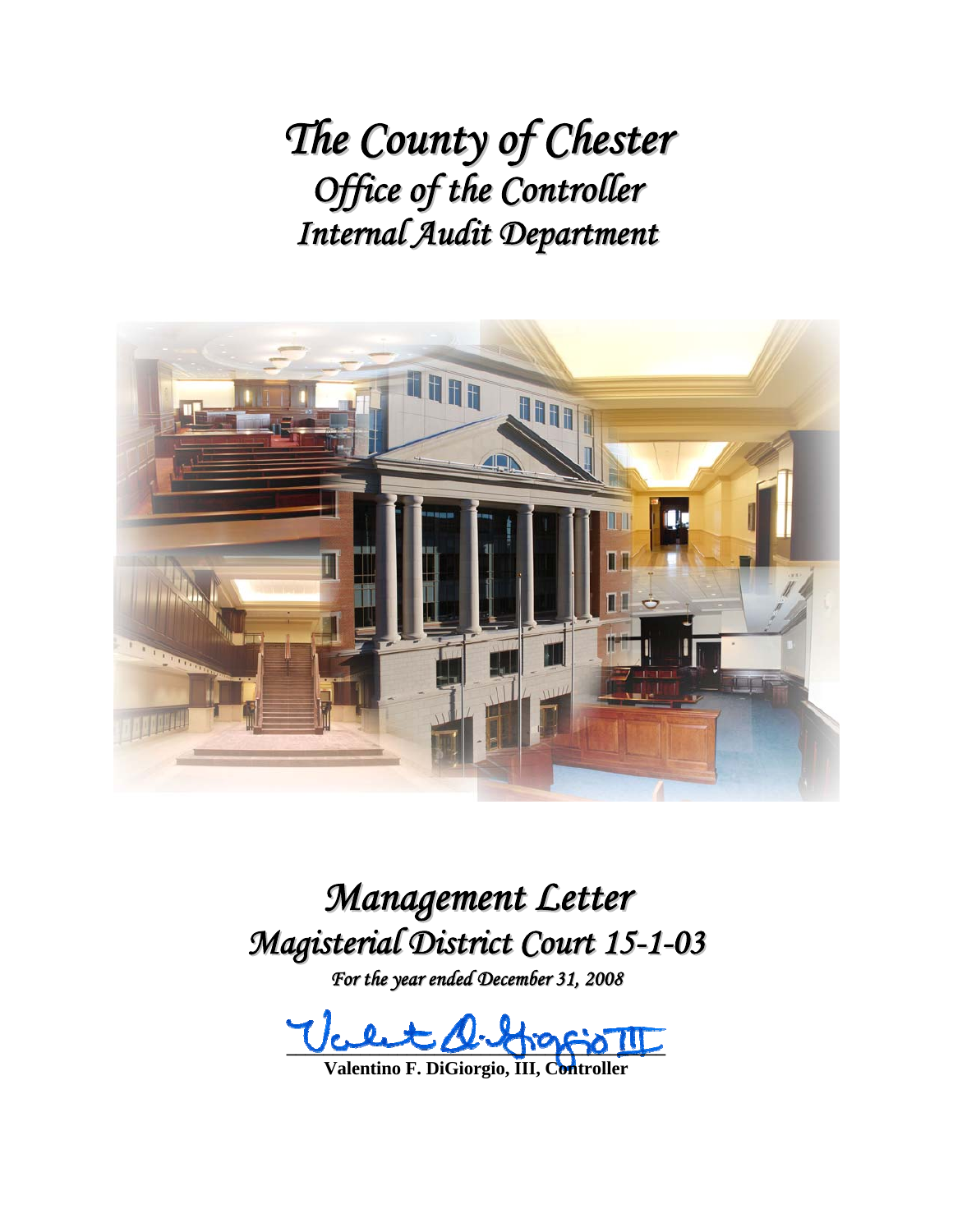# *The County of Chester*
## *Office of the Controller*
## *Internal Audit Department*

# *Management Letter*
## *Magisterial District Court 15-1-03*

*For the year ended December 31, 2008*

**Valentino F. DiGiorgio, III, Controller**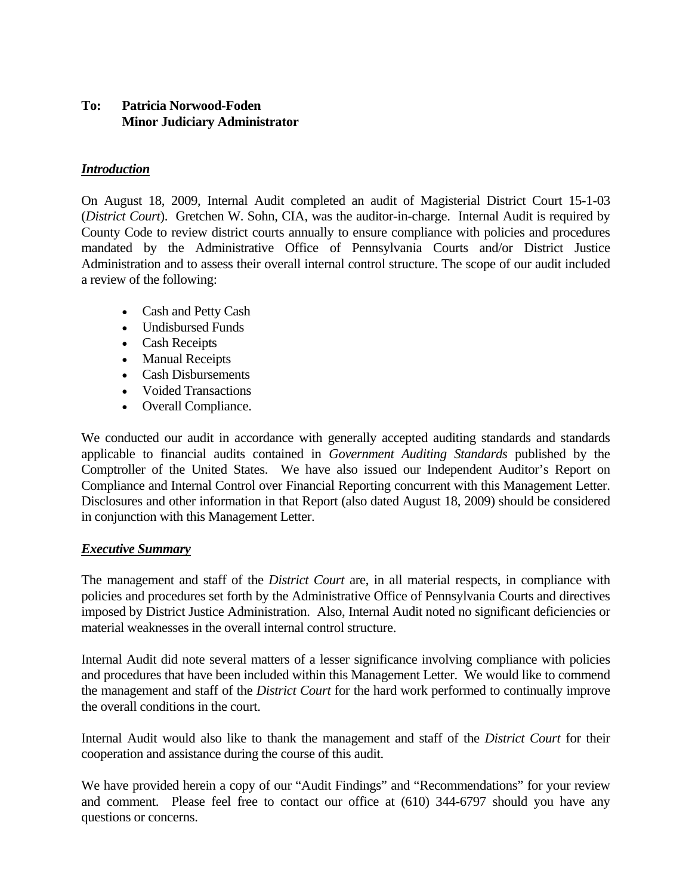**To: Patricia Norwood-Foden**
**Minor Judiciary Administrator**

***Introduction***

On August 18, 2009, Internal Audit completed an audit of Magisterial District Court 15-1-03 (*District Court*). Gretchen W. Sohn, CIA, was the auditor-in-charge. Internal Audit is required by County Code to review district courts annually to ensure compliance with policies and procedures mandated by the Administrative Office of Pennsylvania Courts and/or District Justice Administration and to assess their overall internal control structure. The scope of our audit included a review of the following:

- Cash and Petty Cash
- Undisbursed Funds
- Cash Receipts
- Manual Receipts
- Cash Disbursements
- Voided Transactions
- Overall Compliance.

We conducted our audit in accordance with generally accepted auditing standards and standards applicable to financial audits contained in *Government Auditing Standards* published by the Comptroller of the United States. We have also issued our Independent Auditor's Report on Compliance and Internal Control over Financial Reporting concurrent with this Management Letter. Disclosures and other information in that Report (also dated August 18, 2009) should be considered in conjunction with this Management Letter.

***Executive Summary***

The management and staff of the *District Court* are, in all material respects, in compliance with policies and procedures set forth by the Administrative Office of Pennsylvania Courts and directives imposed by District Justice Administration. Also, Internal Audit noted no significant deficiencies or material weaknesses in the overall internal control structure.

Internal Audit did note several matters of a lesser significance involving compliance with policies and procedures that have been included within this Management Letter. We would like to commend the management and staff of the *District Court* for the hard work performed to continually improve the overall conditions in the court.

Internal Audit would also like to thank the management and staff of the *District Court* for their cooperation and assistance during the course of this audit.

We have provided herein a copy of our "Audit Findings" and "Recommendations" for your review and comment. Please feel free to contact our office at (610) 344-6797 should you have any questions or concerns.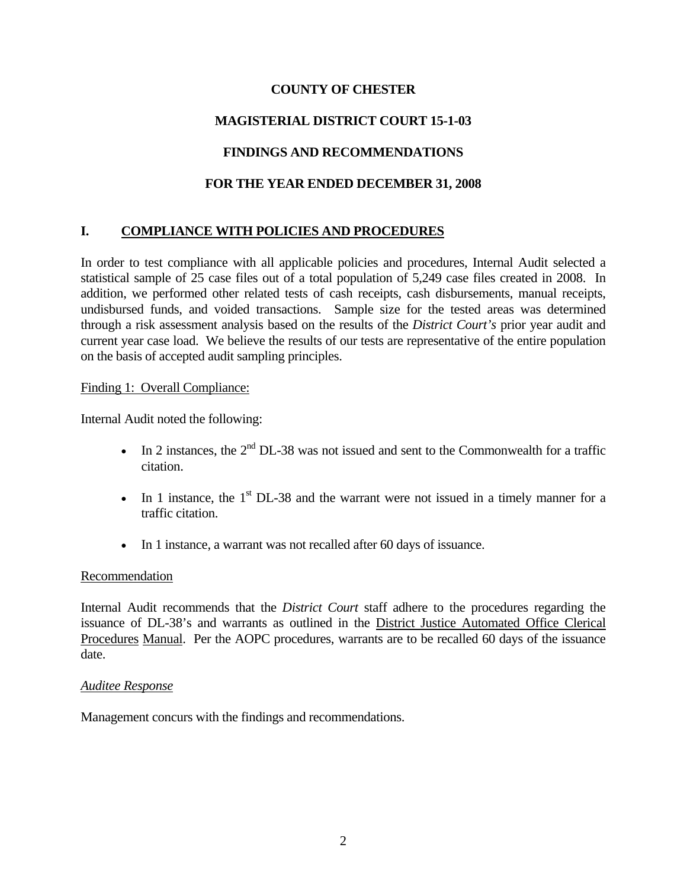**COUNTY OF CHESTER**

**MAGISTERIAL DISTRICT COURT 15-1-03**

**FINDINGS AND RECOMMENDATIONS**

**FOR THE YEAR ENDED DECEMBER 31, 2008**

## I. COMPLIANCE WITH POLICIES AND PROCEDURES

In order to test compliance with all applicable policies and procedures, Internal Audit selected a statistical sample of 25 case files out of a total population of 5,249 case files created in 2008. In addition, we performed other related tests of cash receipts, cash disbursements, manual receipts, undisbursed funds, and voided transactions. Sample size for the tested areas was determined through a risk assessment analysis based on the results of the *District Court's* prior year audit and current year case load. We believe the results of our tests are representative of the entire population on the basis of accepted audit sampling principles.

Finding 1: Overall Compliance:

Internal Audit noted the following:

- In 2 instances, the 2nd DL-38 was not issued and sent to the Commonwealth for a traffic citation.
- In 1 instance, the 1st DL-38 and the warrant were not issued in a timely manner for a traffic citation.
- In 1 instance, a warrant was not recalled after 60 days of issuance.

Recommendation

Internal Audit recommends that the *District Court* staff adhere to the procedures regarding the issuance of DL-38's and warrants as outlined in the District Justice Automated Office Clerical Procedures Manual. Per the AOPC procedures, warrants are to be recalled 60 days of the issuance date.

*Auditee Response*

Management concurs with the findings and recommendations.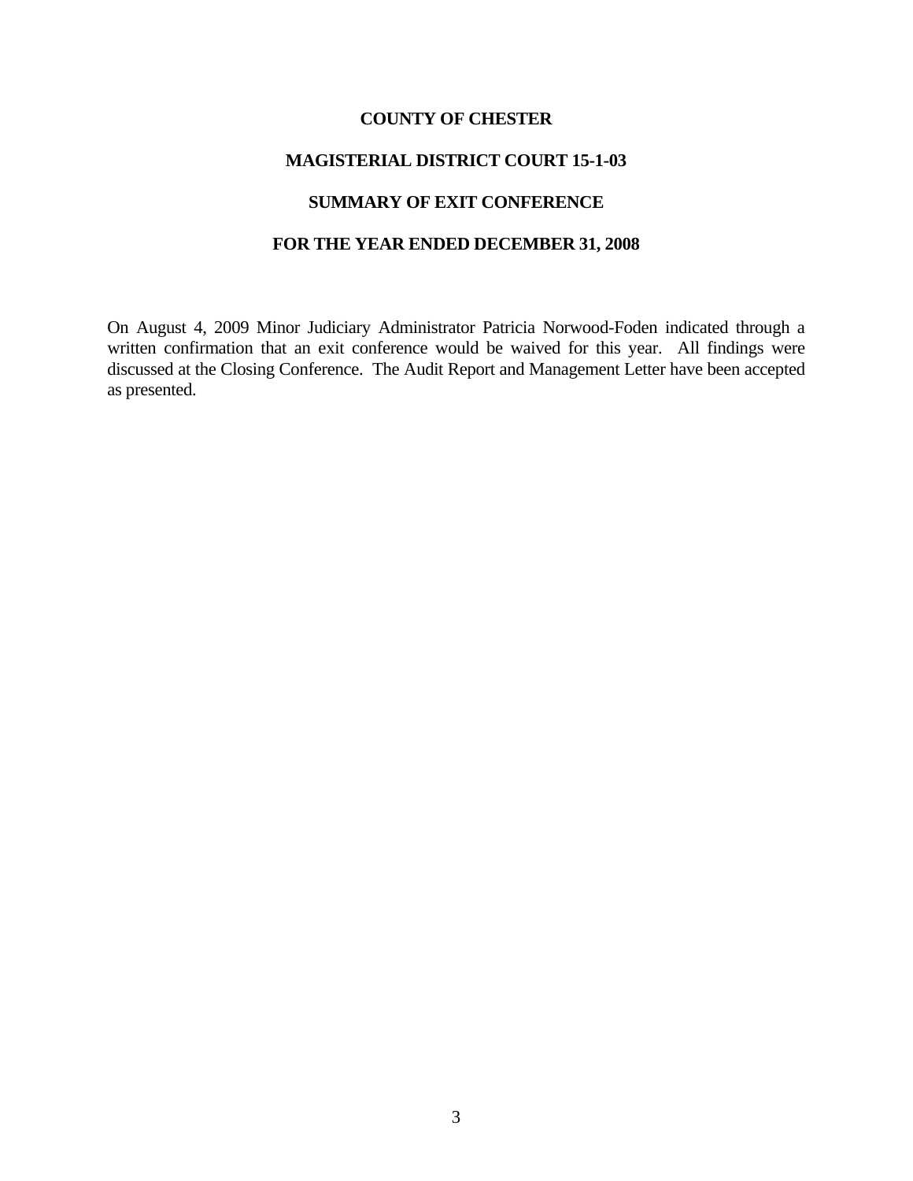**COUNTY OF CHESTER**

**MAGISTERIAL DISTRICT COURT 15-1-03**

**SUMMARY OF EXIT CONFERENCE**

**FOR THE YEAR ENDED DECEMBER 31, 2008**

On August 4, 2009 Minor Judiciary Administrator Patricia Norwood-Foden indicated through a written confirmation that an exit conference would be waived for this year. All findings were discussed at the Closing Conference. The Audit Report and Management Letter have been accepted as presented.